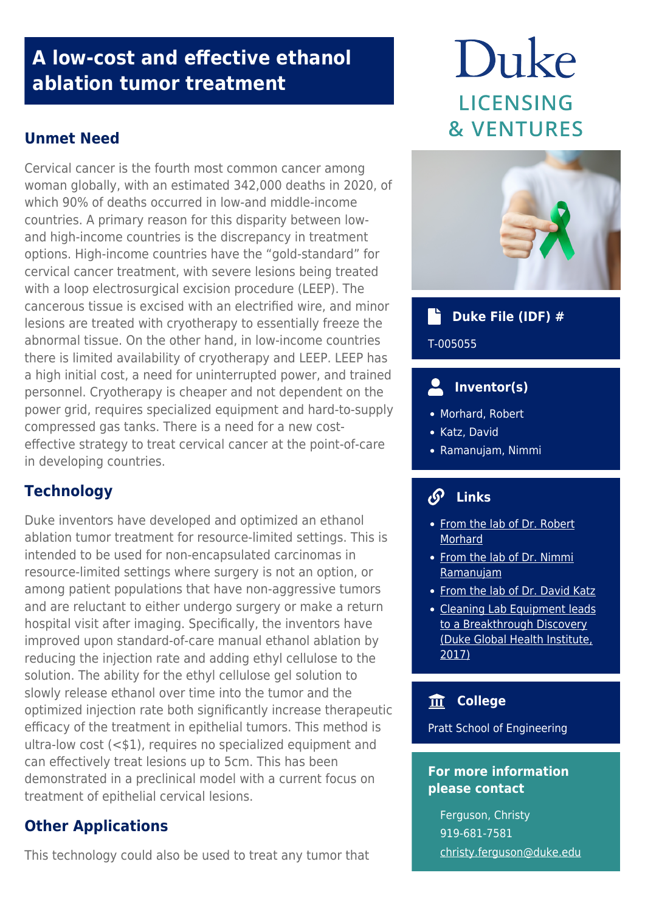# A low-cost and effective ethanol ablation tumor treatment

## Unmet Need

Cervical cancer is the fourth most common cancer among woman globally, with an estimated 342,000 deaths in 2020, of which 90% of deaths occurred in low-and middle-income countries. A primary reason for this disparity between low- and high-income countries is the discrepancy in treatment options. High-income countries have the “gold-standard” for cervical cancer treatment, with severe lesions being treated with a loop electrosurgical excision procedure (LEEP). The cancerous tissue is excised with an electrified wire, and minor lesions are treated with cryotherapy to essentially freeze the abnormal tissue. On the other hand, in low-income countries there is limited availability of cryotherapy and LEEP. LEEP has a high initial cost, a need for uninterrupted power, and trained personnel. Cryotherapy is cheaper and not dependent on the power grid, requires specialized equipment and hard-to-supply compressed gas tanks. There is a need for a new cost-effective strategy to treat cervical cancer at the point-of-care in developing countries.

## Technology

Duke inventors have developed and optimized an ethanol ablation tumor treatment for resource-limited settings. This is intended to be used for non-encapsulated carcinomas in resource-limited settings where surgery is not an option, or among patient populations that have non-aggressive tumors and are reluctant to either undergo surgery or make a return hospital visit after imaging. Specifically, the inventors have improved upon standard-of-care manual ethanol ablation by reducing the injection rate and adding ethyl cellulose to the solution. The ability for the ethyl cellulose gel solution to slowly release ethanol over time into the tumor and the optimized injection rate both significantly increase therapeutic efficacy of the treatment in epithelial tumors. This method is ultra-low cost (<$1), requires no specialized equipment and can effectively treat lesions up to 5cm. This has been demonstrated in a preclinical model with a current focus on treatment of epithelial cervical lesions.

## Other Applications

This technology could also be used to treat any tumor that

**Duke LICENSING & VENTURES**

### Duke File (IDF) #

T-005055

### Inventor(s)

- Morhard, Robert
- Katz, David
- Ramanujam, Nimmi

### Links

- From the lab of Dr. Robert Morhard
- From the lab of Dr. Nimmi Ramanujam
- From the lab of Dr. David Katz
- Cleaning Lab Equipment leads to a Breakthrough Discovery (Duke Global Health Institute, 2017)

### College

Pratt School of Engineering

### For more information please contact

Ferguson, Christy
919-681-7581
christy.ferguson@duke.edu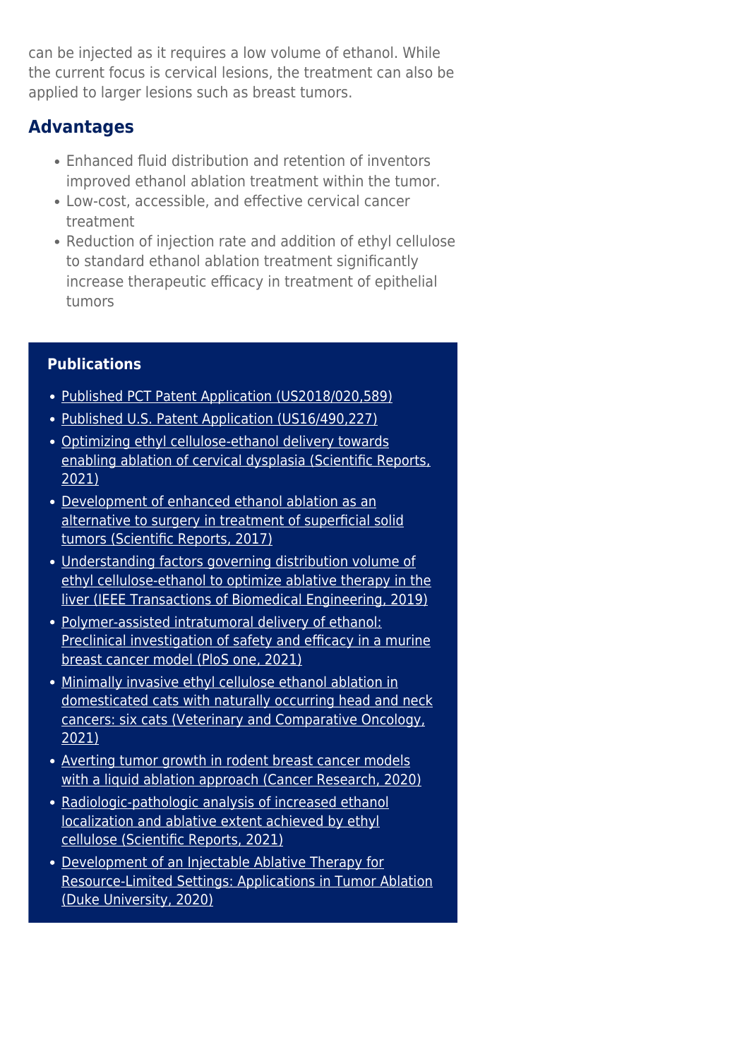can be injected as it requires a low volume of ethanol. While the current focus is cervical lesions, the treatment can also be applied to larger lesions such as breast tumors.

## Advantages

- Enhanced fluid distribution and retention of inventors improved ethanol ablation treatment within the tumor.
- Low-cost, accessible, and effective cervical cancer treatment
- Reduction of injection rate and addition of ethyl cellulose to standard ethanol ablation treatment significantly increase therapeutic efficacy in treatment of epithelial tumors

### Publications

- Published PCT Patent Application (US2018/020,589)
- Published U.S. Patent Application (US16/490,227)
- Optimizing ethyl cellulose-ethanol delivery towards enabling ablation of cervical dysplasia (Scientific Reports, 2021)
- Development of enhanced ethanol ablation as an alternative to surgery in treatment of superficial solid tumors (Scientific Reports, 2017)
- Understanding factors governing distribution volume of ethyl cellulose-ethanol to optimize ablative therapy in the liver (IEEE Transactions of Biomedical Engineering, 2019)
- Polymer-assisted intratumoral delivery of ethanol: Preclinical investigation of safety and efficacy in a murine breast cancer model (PloS one, 2021)
- Minimally invasive ethyl cellulose ethanol ablation in domesticated cats with naturally occurring head and neck cancers: six cats (Veterinary and Comparative Oncology, 2021)
- Averting tumor growth in rodent breast cancer models with a liquid ablation approach (Cancer Research, 2020)
- Radiologic-pathologic analysis of increased ethanol localization and ablative extent achieved by ethyl cellulose (Scientific Reports, 2021)
- Development of an Injectable Ablative Therapy for Resource-Limited Settings: Applications in Tumor Ablation (Duke University, 2020)